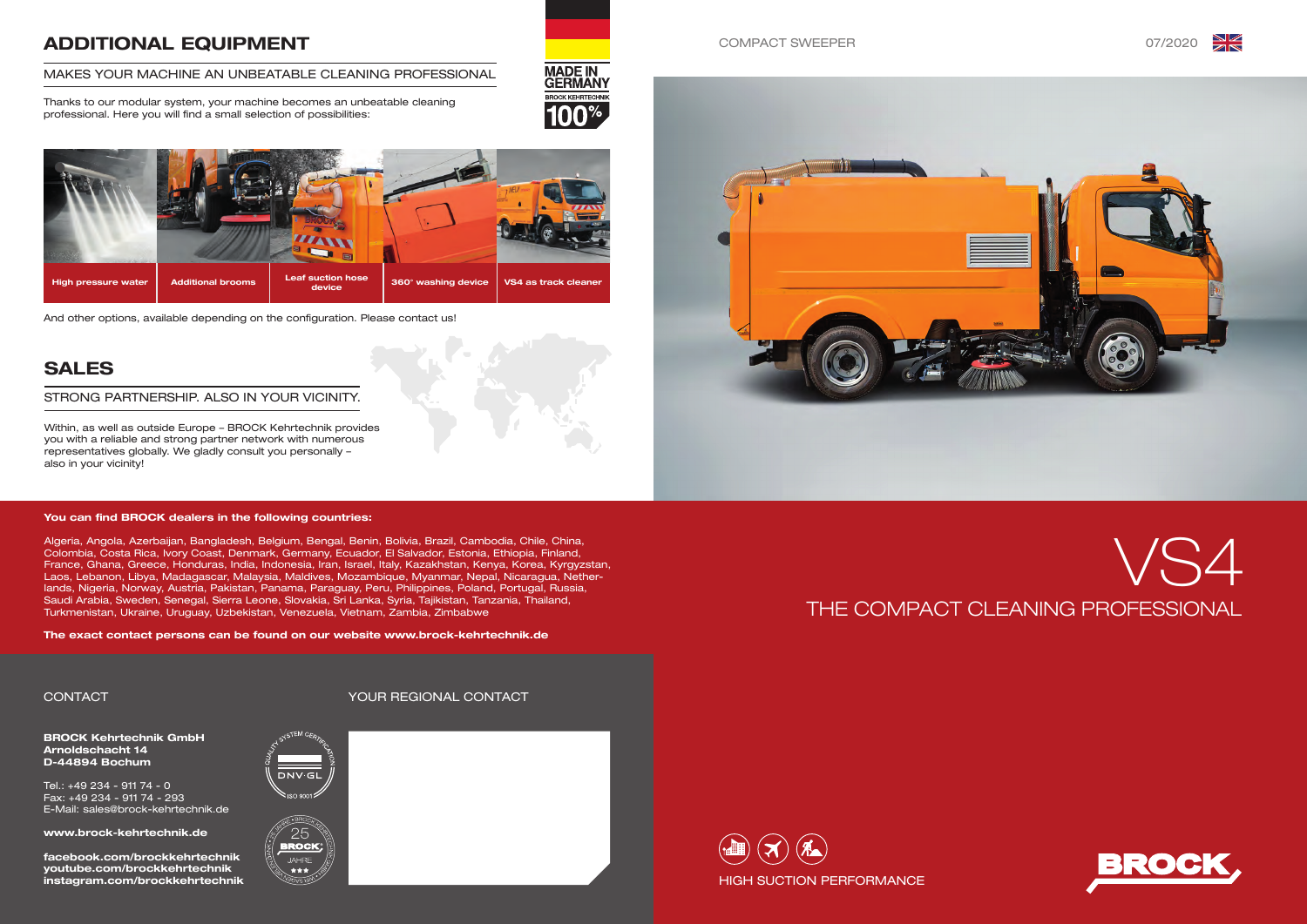## ADDITIONAL EQUIPMENT

MAKES YOUR MACHINE AN UNBEATABLE CLEANING PROFESSIONAL

Thanks to our modular system, your machine becomes an unbeatable cleaning professional. Here you will find a small selection of possibilities:

MADE IN GERMANY
BROCK KEHRTECHNIK 100%

- High pressure water
- Additional brooms
- Leaf suction hose device
- 360° washing device
- VS4 as track cleaner

And other options, available depending on the configuration. Please contact us!

## SALES

STRONG PARTNERSHIP. ALSO IN YOUR VICINITY.

Within, as well as outside Europe – BROCK Kehrtechnik provides you with a reliable and strong partner network with numerous representatives globally. We gladly consult you personally – also in your vicinity!

**You can find BROCK dealers in the following countries:**

Algeria, Angola, Azerbaijan, Bangladesh, Belgium, Bengal, Benin, Bolivia, Brazil, Cambodia, Chile, China, Colombia, Costa Rica, Ivory Coast, Denmark, Germany, Ecuador, El Salvador, Estonia, Ethiopia, Finland, France, Ghana, Greece, Honduras, India, Indonesia, Iran, Israel, Italy, Kazakhstan, Kenya, Korea, Kyrgyzstan, Laos, Lebanon, Libya, Madagascar, Malaysia, Maldives, Mozambique, Myanmar, Nepal, Nicaragua, Netherlands, Nigeria, Norway, Austria, Pakistan, Panama, Paraguay, Peru, Philippines, Poland, Portugal, Russia, Saudi Arabia, Sweden, Senegal, Sierra Leone, Slovakia, Sri Lanka, Syria, Tajikistan, Tanzania, Thailand, Turkmenistan, Ukraine, Uruguay, Uzbekistan, Venezuela, Vietnam, Zambia, Zimbabwe

**The exact contact persons can be found on our website www.brock-kehrtechnik.de**

CONTACT

**BROCK Kehrtechnik GmbH**
**Arnoldschacht 14**
**D-44894 Bochum**

Tel.: +49 234 - 911 74 - 0
Fax: +49 234 - 911 74 - 293
E-Mail: sales@brock-kehrtechnik.de

**www.brock-kehrtechnik.de**

**facebook.com/brockkehrtechnik**
**youtube.com/brockkehrtechnik**
**instagram.com/brockkehrtechnik**

QUALITY SYSTEM CERTIFICATION DNV·GL ISO 9001

25 JAHRE BROCK

YOUR REGIONAL CONTACT

COMPACT SWEEPER

07/2020

# VS4

THE COMPACT CLEANING PROFESSIONAL

HIGH SUCTION PERFORMANCE

BROCK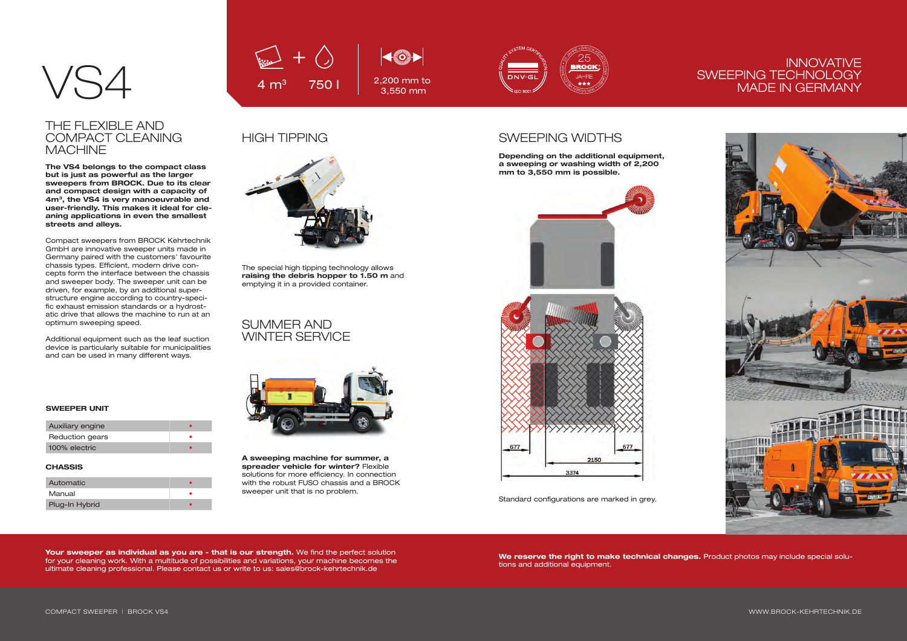# VS4

4 m³ + 750 l

2,200 mm to 3,550 mm

INNOVATIVE SWEEPING TECHNOLOGY MADE IN GERMANY

## THE FLEXIBLE AND COMPACT CLEANING MACHINE

**The VS4 belongs to the compact class but is just as powerful as the larger sweepers from BROCK. Due to its clear and compact design with a capacity of 4m³, the VS4 is very manoeuvrable and user-friendly. This makes it ideal for cleaning applications in even the smallest streets and alleys.**

Compact sweepers from BROCK Kehrtechnik GmbH are innovative sweeper units made in Germany paired with the customers' favourite chassis types. Efficient, modern drive concepts form the interface between the chassis and sweeper body. The sweeper unit can be driven, for example, by an additional superstructure engine according to country-specific exhaust emission standards or a hydrostatic drive that allows the machine to run at an optimum sweeping speed.

Additional equipment such as the leaf suction device is particularly suitable for municipalities and can be used in many different ways.

### SWEEPER UNIT

| | |
|---|---|
| Auxiliary engine | • |
| Reduction gears | • |
| 100% electric | • |

### CHASSIS

| | |
|---|---|
| Automatic | • |
| Manual | • |
| Plug-In Hybrid | • |

## HIGH TIPPING

The special high tipping technology allows **raising the debris hopper to 1.50 m** and emptying it in a provided container.

## SUMMER AND WINTER SERVICE

**A sweeping machine for summer, a spreader vehicle for winter?** Flexible solutions for more efficiency. In connection with the robust FUSO chassis and a BROCK sweeper unit that is no problem.

## SWEEPING WIDTHS

**Depending on the additional equipment, a sweeping or washing width of 2,200 mm to 3,550 mm is possible.**

677
677
2150
3374

Standard configurations are marked in grey.

**Your sweeper as individual as you are - that is our strength.** We find the perfect solution for your cleaning work. With a multitude of possibilities and variations, your machine becomes the ultimate cleaning professional. Please contact us or write to us: sales@brock-kehrtechnik.de

**We reserve the right to make technical changes.** Product photos may include special solutions and additional equipment.

COMPACT SWEEPER | BROCK VS4

WWW.BROCK-KEHRTECHNIK.DE